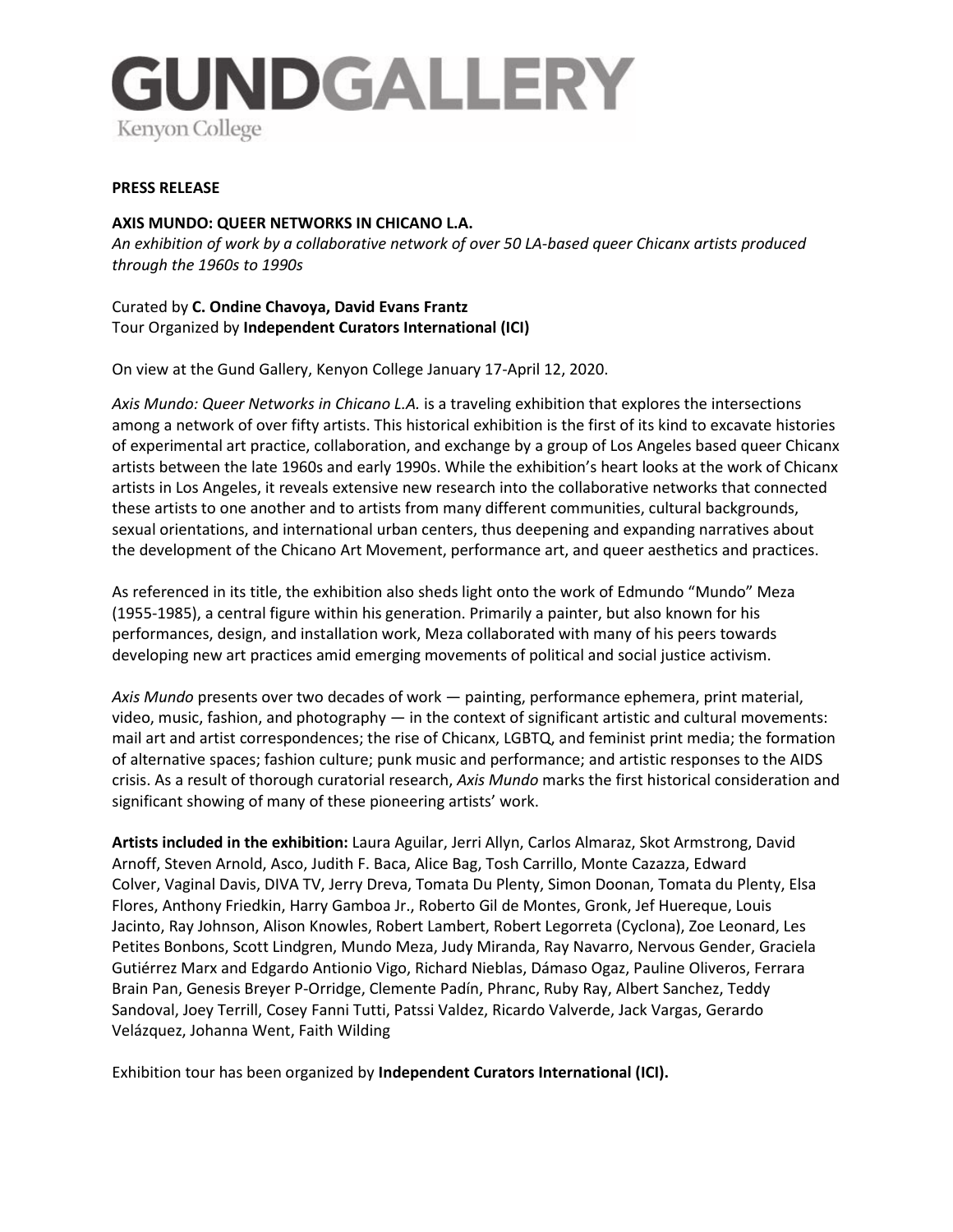# GUNDGALLERY

Kenyon College

**PRESS RELEASE**

**AXIS MUNDO: QUEER NETWORKS IN CHICANO L.A.**

*An exhibition of work by a collaborative network of over 50 LA-based queer Chicanx artists produced through the 1960s to 1990s*

Curated by **C. Ondine Chavoya, David Evans Frantz**
Tour Organized by **Independent Curators International (ICI)**

On view at the Gund Gallery, Kenyon College January 17-April 12, 2020.

*Axis Mundo: Queer Networks in Chicano L.A.* is a traveling exhibition that explores the intersections among a network of over fifty artists. This historical exhibition is the first of its kind to excavate histories of experimental art practice, collaboration, and exchange by a group of Los Angeles based queer Chicanx artists between the late 1960s and early 1990s. While the exhibition's heart looks at the work of Chicanx artists in Los Angeles, it reveals extensive new research into the collaborative networks that connected these artists to one another and to artists from many different communities, cultural backgrounds, sexual orientations, and international urban centers, thus deepening and expanding narratives about the development of the Chicano Art Movement, performance art, and queer aesthetics and practices.

As referenced in its title, the exhibition also sheds light onto the work of Edmundo "Mundo" Meza (1955-1985), a central figure within his generation. Primarily a painter, but also known for his performances, design, and installation work, Meza collaborated with many of his peers towards developing new art practices amid emerging movements of political and social justice activism.

*Axis Mundo* presents over two decades of work — painting, performance ephemera, print material, video, music, fashion, and photography — in the context of significant artistic and cultural movements: mail art and artist correspondences; the rise of Chicanx, LGBTQ, and feminist print media; the formation of alternative spaces; fashion culture; punk music and performance; and artistic responses to the AIDS crisis. As a result of thorough curatorial research, *Axis Mundo* marks the first historical consideration and significant showing of many of these pioneering artists' work.

**Artists included in the exhibition:** Laura Aguilar, Jerri Allyn, Carlos Almaraz, Skot Armstrong, David Arnoff, Steven Arnold, Asco, Judith F. Baca, Alice Bag, Tosh Carrillo, Monte Cazazza, Edward Colver, Vaginal Davis, DIVA TV, Jerry Dreva, Tomata Du Plenty, Simon Doonan, Tomata du Plenty, Elsa Flores, Anthony Friedkin, Harry Gamboa Jr., Roberto Gil de Montes, Gronk, Jef Huereque, Louis Jacinto, Ray Johnson, Alison Knowles, Robert Lambert, Robert Legorreta (Cyclona), Zoe Leonard, Les Petites Bonbons, Scott Lindgren, Mundo Meza, Judy Miranda, Ray Navarro, Nervous Gender, Graciela Gutiérrez Marx and Edgardo Antionio Vigo, Richard Nieblas, Dámaso Ogaz, Pauline Oliveros, Ferrara Brain Pan, Genesis Breyer P-Orridge, Clemente Padín, Phranc, Ruby Ray, Albert Sanchez, Teddy Sandoval, Joey Terrill, Cosey Fanni Tutti, Patssi Valdez, Ricardo Valverde, Jack Vargas, Gerardo Velázquez, Johanna Went, Faith Wilding

Exhibition tour has been organized by **Independent Curators International (ICI).**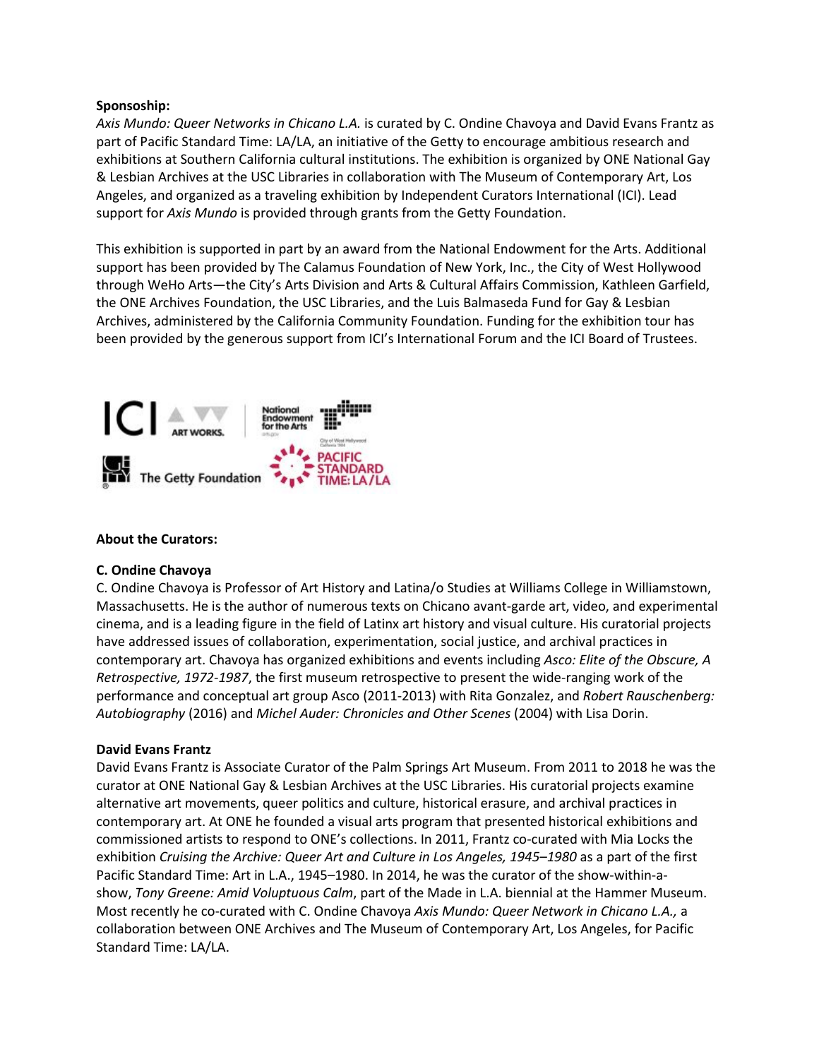**Sponsoship:**

*Axis Mundo: Queer Networks in Chicano L.A.* is curated by C. Ondine Chavoya and David Evans Frantz as part of Pacific Standard Time: LA/LA, an initiative of the Getty to encourage ambitious research and exhibitions at Southern California cultural institutions. The exhibition is organized by ONE National Gay & Lesbian Archives at the USC Libraries in collaboration with The Museum of Contemporary Art, Los Angeles, and organized as a traveling exhibition by Independent Curators International (ICI). Lead support for *Axis Mundo* is provided through grants from the Getty Foundation.

This exhibition is supported in part by an award from the National Endowment for the Arts. Additional support has been provided by The Calamus Foundation of New York, Inc., the City of West Hollywood through WeHo Arts—the City's Arts Division and Arts & Cultural Affairs Commission, Kathleen Garfield, the ONE Archives Foundation, the USC Libraries, and the Luis Balmaseda Fund for Gay & Lesbian Archives, administered by the California Community Foundation. Funding for the exhibition tour has been provided by the generous support from ICI's International Forum and the ICI Board of Trustees.

**About the Curators:**

**C. Ondine Chavoya**

C. Ondine Chavoya is Professor of Art History and Latina/o Studies at Williams College in Williamstown, Massachusetts. He is the author of numerous texts on Chicano avant-garde art, video, and experimental cinema, and is a leading figure in the field of Latinx art history and visual culture. His curatorial projects have addressed issues of collaboration, experimentation, social justice, and archival practices in contemporary art. Chavoya has organized exhibitions and events including *Asco: Elite of the Obscure, A Retrospective, 1972-1987*, the first museum retrospective to present the wide-ranging work of the performance and conceptual art group Asco (2011-2013) with Rita Gonzalez, and *Robert Rauschenberg: Autobiography* (2016) and *Michel Auder: Chronicles and Other Scenes* (2004) with Lisa Dorin.

**David Evans Frantz**

David Evans Frantz is Associate Curator of the Palm Springs Art Museum. From 2011 to 2018 he was the curator at ONE National Gay & Lesbian Archives at the USC Libraries. His curatorial projects examine alternative art movements, queer politics and culture, historical erasure, and archival practices in contemporary art. At ONE he founded a visual arts program that presented historical exhibitions and commissioned artists to respond to ONE's collections. In 2011, Frantz co-curated with Mia Locks the exhibition *Cruising the Archive: Queer Art and Culture in Los Angeles, 1945–1980* as a part of the first Pacific Standard Time: Art in L.A., 1945–1980. In 2014, he was the curator of the show-within-a-show, *Tony Greene: Amid Voluptuous Calm*, part of the Made in L.A. biennial at the Hammer Museum. Most recently he co-curated with C. Ondine Chavoya *Axis Mundo: Queer Network in Chicano L.A.,* a collaboration between ONE Archives and The Museum of Contemporary Art, Los Angeles, for Pacific Standard Time: LA/LA.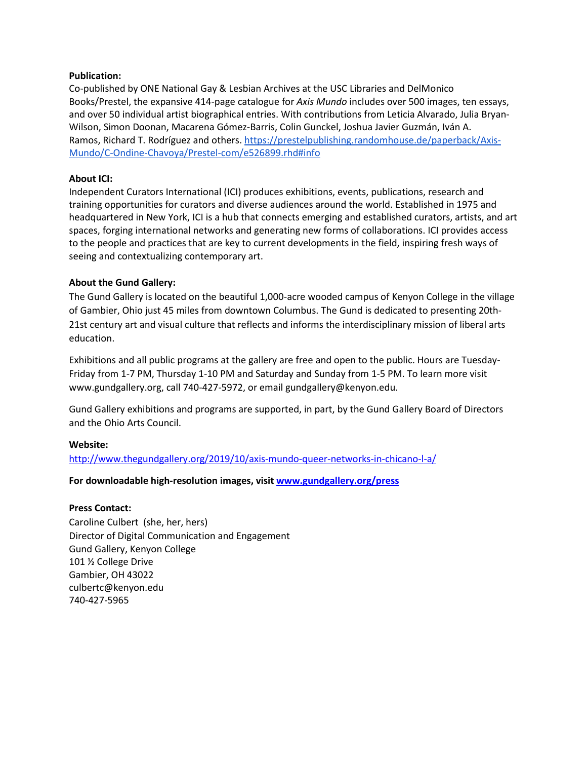**Publication:**
Co-published by ONE National Gay & Lesbian Archives at the USC Libraries and DelMonico Books/Prestel, the expansive 414-page catalogue for *Axis Mundo* includes over 500 images, ten essays, and over 50 individual artist biographical entries. With contributions from Leticia Alvarado, Julia Bryan-Wilson, Simon Doonan, Macarena Gómez-Barris, Colin Gunckel, Joshua Javier Guzmán, Iván A. Ramos, Richard T. Rodríguez and others. [https://prestelpublishing.randomhouse.de/paperback/Axis-Mundo/C-Ondine-Chavoya/Prestel-com/e526899.rhd#info](https://prestelpublishing.randomhouse.de/paperback/Axis-Mundo/C-Ondine-Chavoya/Prestel-com/e526899.rhd#info)

**About ICI:**
Independent Curators International (ICI) produces exhibitions, events, publications, research and training opportunities for curators and diverse audiences around the world. Established in 1975 and headquartered in New York, ICI is a hub that connects emerging and established curators, artists, and art spaces, forging international networks and generating new forms of collaborations. ICI provides access to the people and practices that are key to current developments in the field, inspiring fresh ways of seeing and contextualizing contemporary art.

**About the Gund Gallery:**
The Gund Gallery is located on the beautiful 1,000-acre wooded campus of Kenyon College in the village of Gambier, Ohio just 45 miles from downtown Columbus. The Gund is dedicated to presenting 20th-21st century art and visual culture that reflects and informs the interdisciplinary mission of liberal arts education.

Exhibitions and all public programs at the gallery are free and open to the public. Hours are Tuesday-Friday from 1-7 PM, Thursday 1-10 PM and Saturday and Sunday from 1-5 PM. To learn more visit www.gundgallery.org, call 740-427-5972, or email gundgallery@kenyon.edu.

Gund Gallery exhibitions and programs are supported, in part, by the Gund Gallery Board of Directors and the Ohio Arts Council.

**Website:**
[http://www.thegundgallery.org/2019/10/axis-mundo-queer-networks-in-chicano-l-a/](http://www.thegundgallery.org/2019/10/axis-mundo-queer-networks-in-chicano-l-a/)

**For downloadable high-resolution images, visit [www.gundgallery.org/press](www.gundgallery.org/press)**

**Press Contact:**
Caroline Culbert (she, her, hers)
Director of Digital Communication and Engagement
Gund Gallery, Kenyon College
101 ½ College Drive
Gambier, OH 43022
culbertc@kenyon.edu
740-427-5965